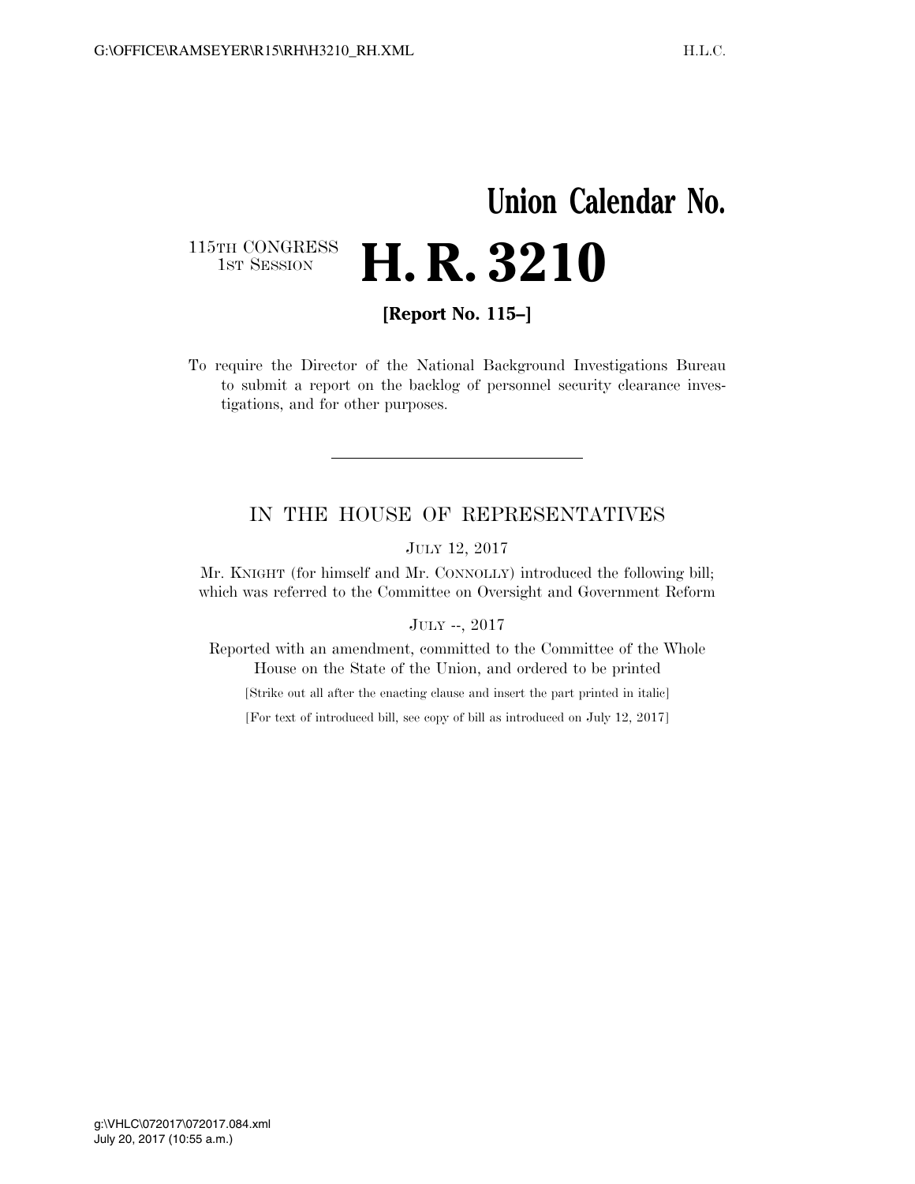# Union Calendar No.

115TH CONGRESS
1ST SESSION

# H. R. 3210

**[Report No. 115–]**

To require the Director of the National Background Investigations Bureau to submit a report on the backlog of personnel security clearance investigations, and for other purposes.

---

IN THE HOUSE OF REPRESENTATIVES

JULY 12, 2017

Mr. KNIGHT (for himself and Mr. CONNOLLY) introduced the following bill; which was referred to the Committee on Oversight and Government Reform

JULY --, 2017

Reported with an amendment, committed to the Committee of the Whole House on the State of the Union, and ordered to be printed

[Strike out all after the enacting clause and insert the part printed in italic]

[For text of introduced bill, see copy of bill as introduced on July 12, 2017]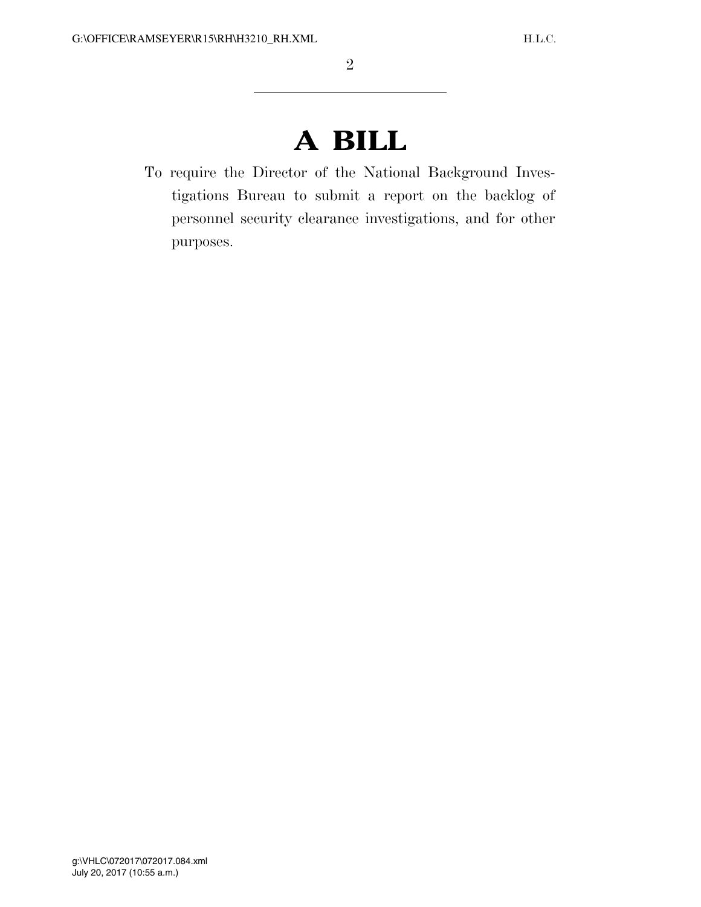# A BILL

To require the Director of the National Background Investigations Bureau to submit a report on the backlog of personnel security clearance investigations, and for other purposes.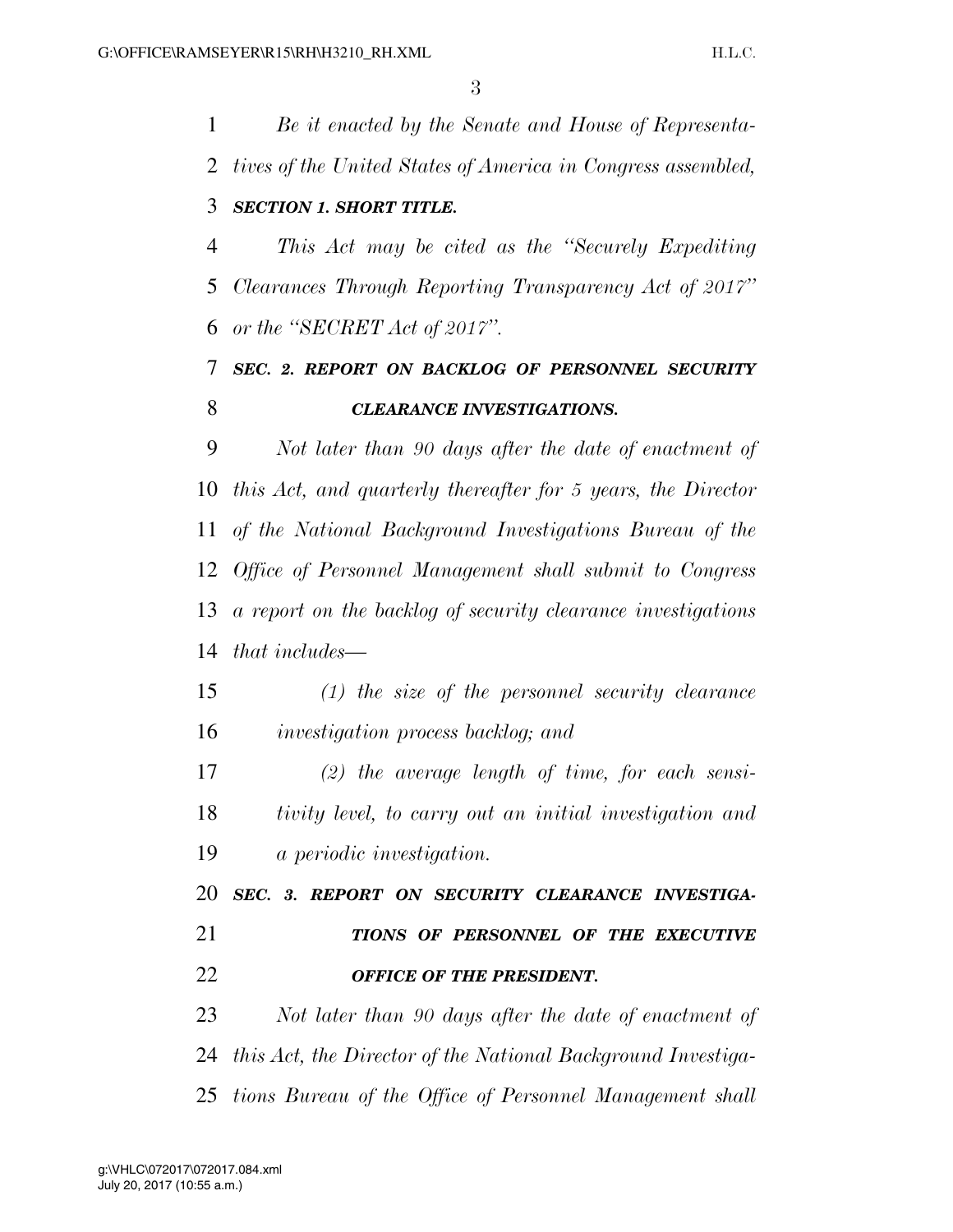*Be it enacted by the Senate and House of Representatives of the United States of America in Congress assembled,*

***SECTION 1. SHORT TITLE.***

*This Act may be cited as the ''Securely Expediting Clearances Through Reporting Transparency Act of 2017'' or the ''SECRET Act of 2017''.*

***SEC. 2. REPORT ON BACKLOG OF PERSONNEL SECURITY CLEARANCE INVESTIGATIONS.***

*Not later than 90 days after the date of enactment of this Act, and quarterly thereafter for 5 years, the Director of the National Background Investigations Bureau of the Office of Personnel Management shall submit to Congress a report on the backlog of security clearance investigations that includes—*

*(1) the size of the personnel security clearance investigation process backlog; and*

*(2) the average length of time, for each sensitivity level, to carry out an initial investigation and a periodic investigation.*

***SEC. 3. REPORT ON SECURITY CLEARANCE INVESTIGATIONS OF PERSONNEL OF THE EXECUTIVE OFFICE OF THE PRESIDENT.***

*Not later than 90 days after the date of enactment of this Act, the Director of the National Background Investigations Bureau of the Office of Personnel Management shall*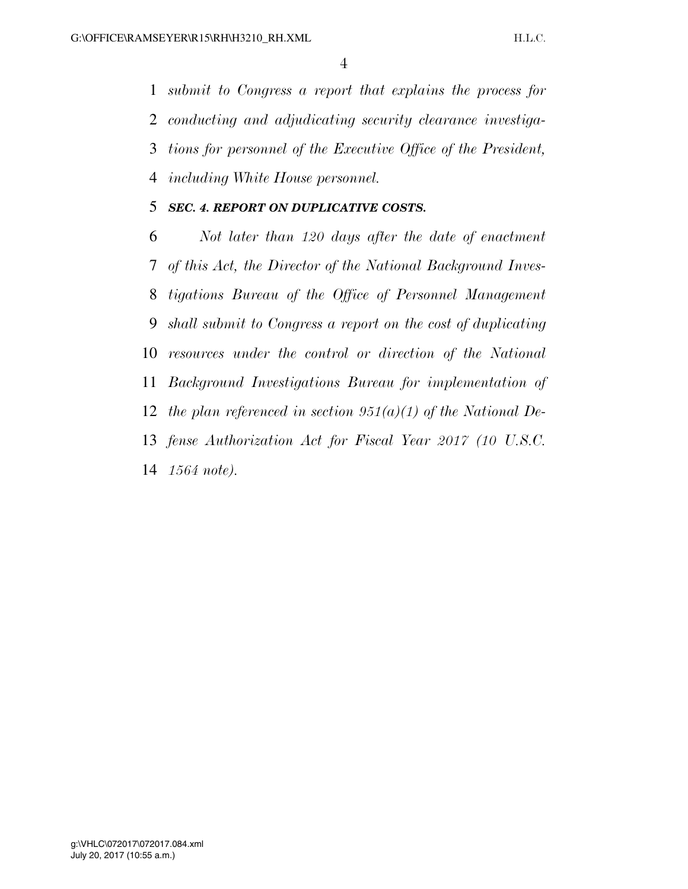*submit to Congress a report that explains the process for conducting and adjudicating security clearance investigations for personnel of the Executive Office of the President, including White House personnel.*

***SEC. 4. REPORT ON DUPLICATIVE COSTS.***

*Not later than 120 days after the date of enactment of this Act, the Director of the National Background Investigations Bureau of the Office of Personnel Management shall submit to Congress a report on the cost of duplicating resources under the control or direction of the National Background Investigations Bureau for implementation of the plan referenced in section 951(a)(1) of the National Defense Authorization Act for Fiscal Year 2017 (10 U.S.C. 1564 note).*